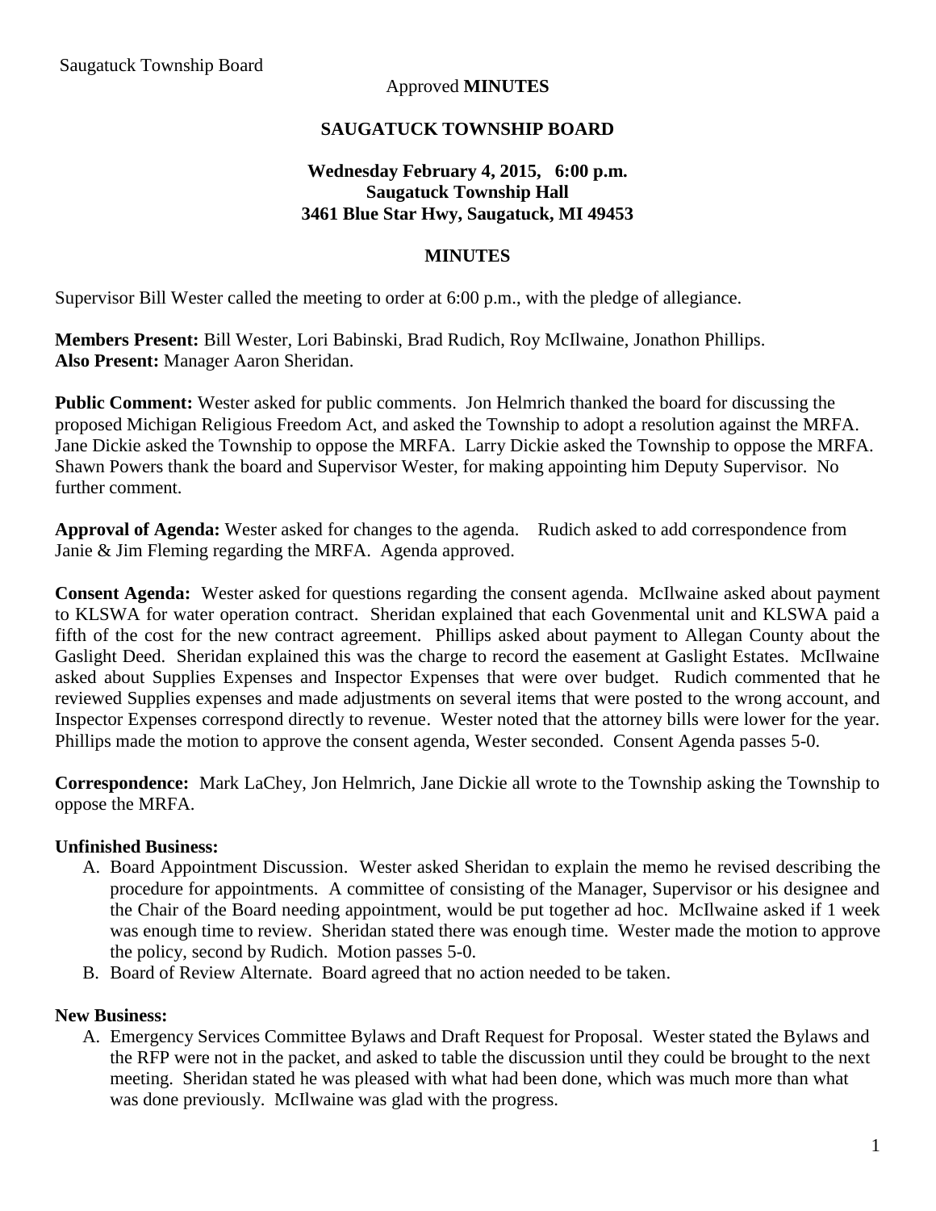Saugatuck Township Board

Approved **MINUTES**

**SAUGATUCK TOWNSHIP BOARD**

**Wednesday February 4, 2015, 6:00 p.m.**
**Saugatuck Township Hall**
**3461 Blue Star Hwy, Saugatuck, MI 49453**

**MINUTES**

Supervisor Bill Wester called the meeting to order at 6:00 p.m., with the pledge of allegiance.

**Members Present:** Bill Wester, Lori Babinski, Brad Rudich, Roy McIlwaine, Jonathon Phillips.
**Also Present:** Manager Aaron Sheridan.

**Public Comment:** Wester asked for public comments. Jon Helmrich thanked the board for discussing the proposed Michigan Religious Freedom Act, and asked the Township to adopt a resolution against the MRFA. Jane Dickie asked the Township to oppose the MRFA. Larry Dickie asked the Township to oppose the MRFA. Shawn Powers thank the board and Supervisor Wester, for making appointing him Deputy Supervisor. No further comment.

**Approval of Agenda:** Wester asked for changes to the agenda. Rudich asked to add correspondence from Janie & Jim Fleming regarding the MRFA. Agenda approved.

**Consent Agenda:** Wester asked for questions regarding the consent agenda. McIlwaine asked about payment to KLSWA for water operation contract. Sheridan explained that each Govenmental unit and KLSWA paid a fifth of the cost for the new contract agreement. Phillips asked about payment to Allegan County about the Gaslight Deed. Sheridan explained this was the charge to record the easement at Gaslight Estates. McIlwaine asked about Supplies Expenses and Inspector Expenses that were over budget. Rudich commented that he reviewed Supplies expenses and made adjustments on several items that were posted to the wrong account, and Inspector Expenses correspond directly to revenue. Wester noted that the attorney bills were lower for the year. Phillips made the motion to approve the consent agenda, Wester seconded. Consent Agenda passes 5-0.

**Correspondence:** Mark LaChey, Jon Helmrich, Jane Dickie all wrote to the Township asking the Township to oppose the MRFA.

**Unfinished Business:**

A. Board Appointment Discussion. Wester asked Sheridan to explain the memo he revised describing the procedure for appointments. A committee of consisting of the Manager, Supervisor or his designee and the Chair of the Board needing appointment, would be put together ad hoc. McIlwaine asked if 1 week was enough time to review. Sheridan stated there was enough time. Wester made the motion to approve the policy, second by Rudich. Motion passes 5-0.
B. Board of Review Alternate. Board agreed that no action needed to be taken.

**New Business:**

A. Emergency Services Committee Bylaws and Draft Request for Proposal. Wester stated the Bylaws and the RFP were not in the packet, and asked to table the discussion until they could be brought to the next meeting. Sheridan stated he was pleased with what had been done, which was much more than what was done previously. McIlwaine was glad with the progress.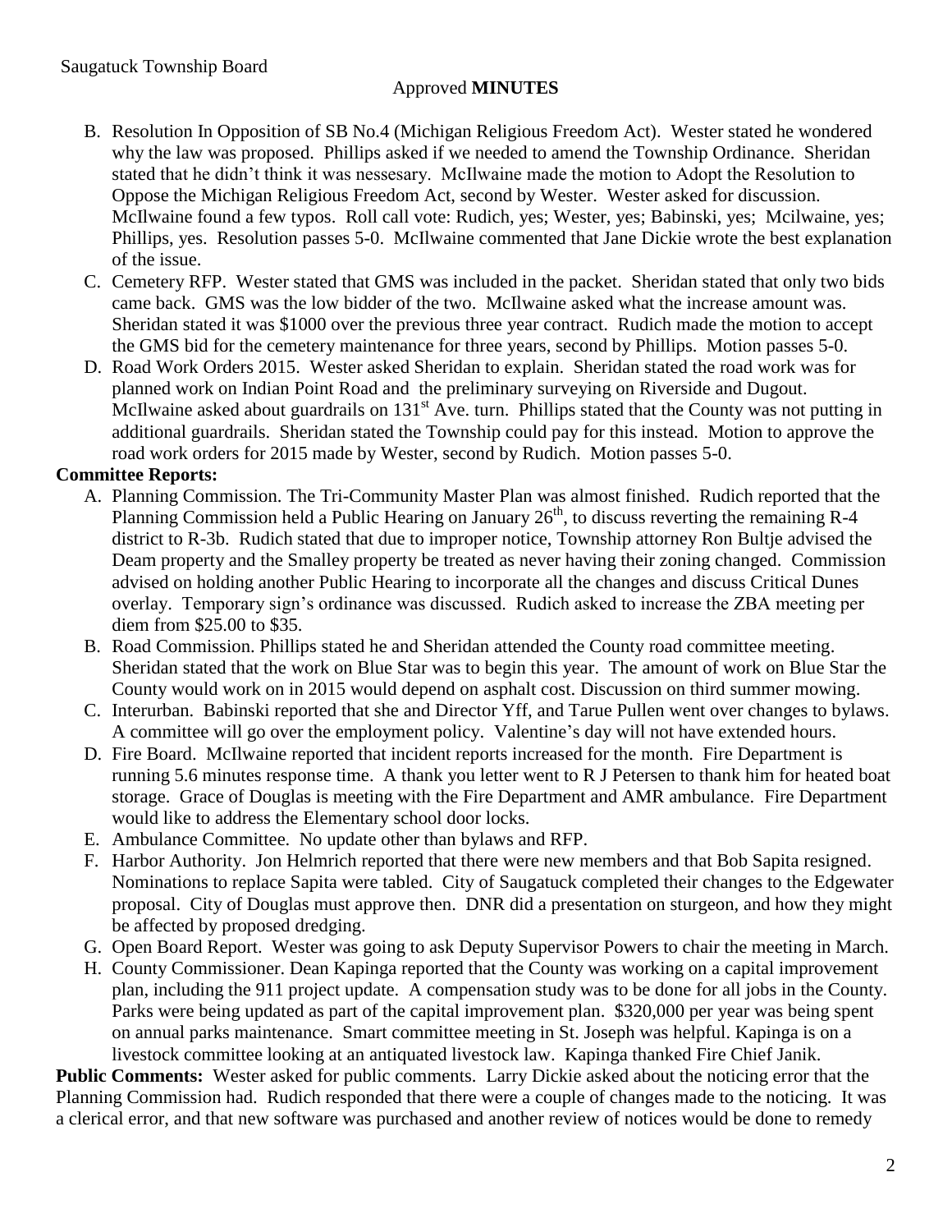Saugatuck Township Board

Approved **MINUTES**

B. Resolution In Opposition of SB No.4 (Michigan Religious Freedom Act). Wester stated he wondered why the law was proposed. Phillips asked if we needed to amend the Township Ordinance. Sheridan stated that he didn't think it was nessesary. McIlwaine made the motion to Adopt the Resolution to Oppose the Michigan Religious Freedom Act, second by Wester. Wester asked for discussion. McIlwaine found a few typos. Roll call vote: Rudich, yes; Wester, yes; Babinski, yes; Mcilwaine, yes; Phillips, yes. Resolution passes 5-0. McIlwaine commented that Jane Dickie wrote the best explanation of the issue.

C. Cemetery RFP. Wester stated that GMS was included in the packet. Sheridan stated that only two bids came back. GMS was the low bidder of the two. McIlwaine asked what the increase amount was. Sheridan stated it was $1000 over the previous three year contract. Rudich made the motion to accept the GMS bid for the cemetery maintenance for three years, second by Phillips. Motion passes 5-0.

D. Road Work Orders 2015. Wester asked Sheridan to explain. Sheridan stated the road work was for planned work on Indian Point Road and the preliminary surveying on Riverside and Dugout. McIlwaine asked about guardrails on 131st Ave. turn. Phillips stated that the County was not putting in additional guardrails. Sheridan stated the Township could pay for this instead. Motion to approve the road work orders for 2015 made by Wester, second by Rudich. Motion passes 5-0.

**Committee Reports:**

A. Planning Commission. The Tri-Community Master Plan was almost finished. Rudich reported that the Planning Commission held a Public Hearing on January 26th, to discuss reverting the remaining R-4 district to R-3b. Rudich stated that due to improper notice, Township attorney Ron Bultje advised the Deam property and the Smalley property be treated as never having their zoning changed. Commission advised on holding another Public Hearing to incorporate all the changes and discuss Critical Dunes overlay. Temporary sign's ordinance was discussed. Rudich asked to increase the ZBA meeting per diem from $25.00 to $35.

B. Road Commission. Phillips stated he and Sheridan attended the County road committee meeting. Sheridan stated that the work on Blue Star was to begin this year. The amount of work on Blue Star the County would work on in 2015 would depend on asphalt cost. Discussion on third summer mowing.

C. Interurban. Babinski reported that she and Director Yff, and Tarue Pullen went over changes to bylaws. A committee will go over the employment policy. Valentine's day will not have extended hours.

D. Fire Board. McIlwaine reported that incident reports increased for the month. Fire Department is running 5.6 minutes response time. A thank you letter went to R J Petersen to thank him for heated boat storage. Grace of Douglas is meeting with the Fire Department and AMR ambulance. Fire Department would like to address the Elementary school door locks.

E. Ambulance Committee. No update other than bylaws and RFP.

F. Harbor Authority. Jon Helmrich reported that there were new members and that Bob Sapita resigned. Nominations to replace Sapita were tabled. City of Saugatuck completed their changes to the Edgewater proposal. City of Douglas must approve then. DNR did a presentation on sturgeon, and how they might be affected by proposed dredging.

G. Open Board Report. Wester was going to ask Deputy Supervisor Powers to chair the meeting in March.

H. County Commissioner. Dean Kapinga reported that the County was working on a capital improvement plan, including the 911 project update. A compensation study was to be done for all jobs in the County. Parks were being updated as part of the capital improvement plan. $320,000 per year was being spent on annual parks maintenance. Smart committee meeting in St. Joseph was helpful. Kapinga is on a livestock committee looking at an antiquated livestock law. Kapinga thanked Fire Chief Janik.

**Public Comments:** Wester asked for public comments. Larry Dickie asked about the noticing error that the Planning Commission had. Rudich responded that there were a couple of changes made to the noticing. It was a clerical error, and that new software was purchased and another review of notices would be done to remedy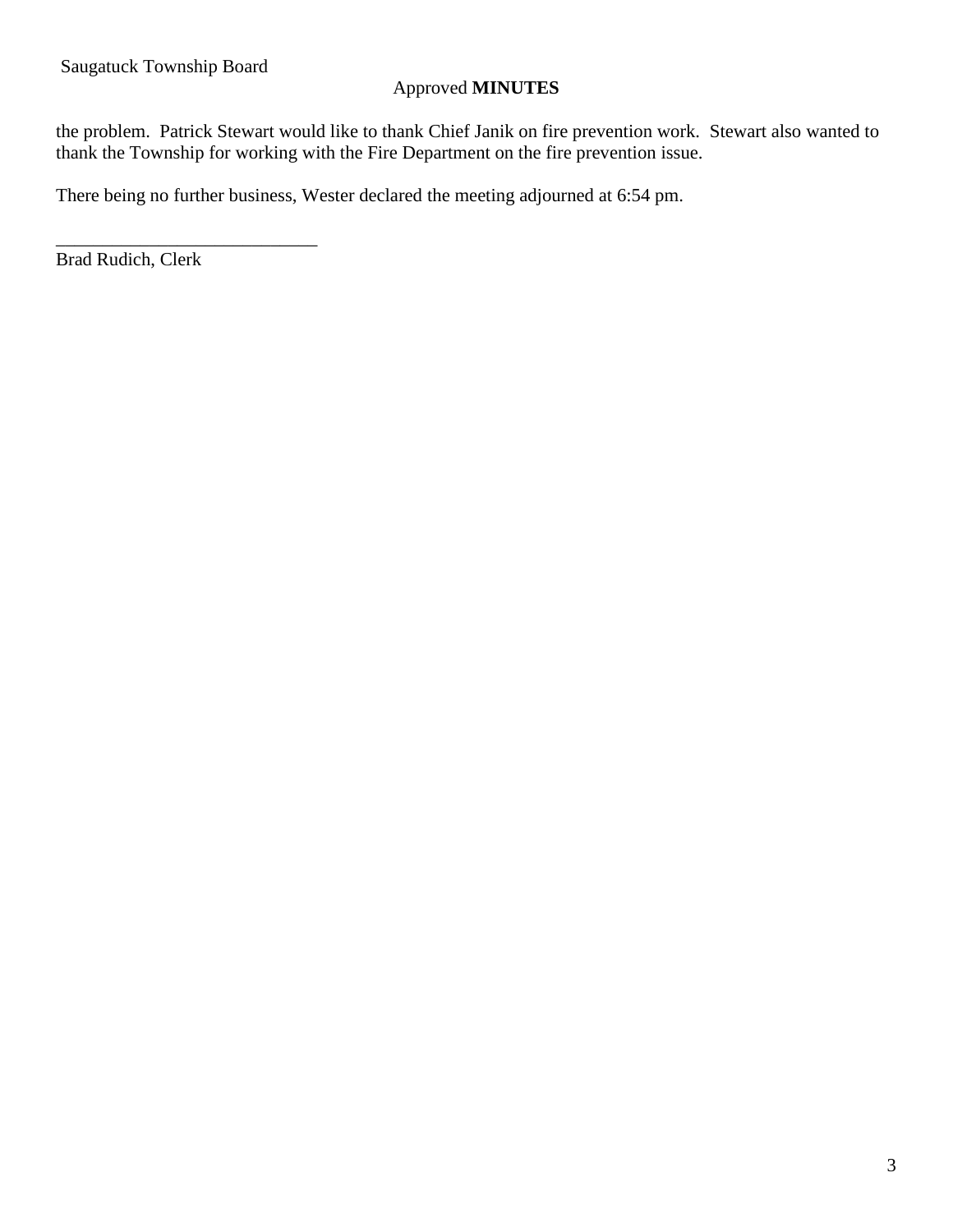the problem. Patrick Stewart would like to thank Chief Janik on fire prevention work. Stewart also wanted to thank the Township for working with the Fire Department on the fire prevention issue.

There being no further business, Wester declared the meeting adjourned at 6:54 pm.

_____________________________

Brad Rudich, Clerk